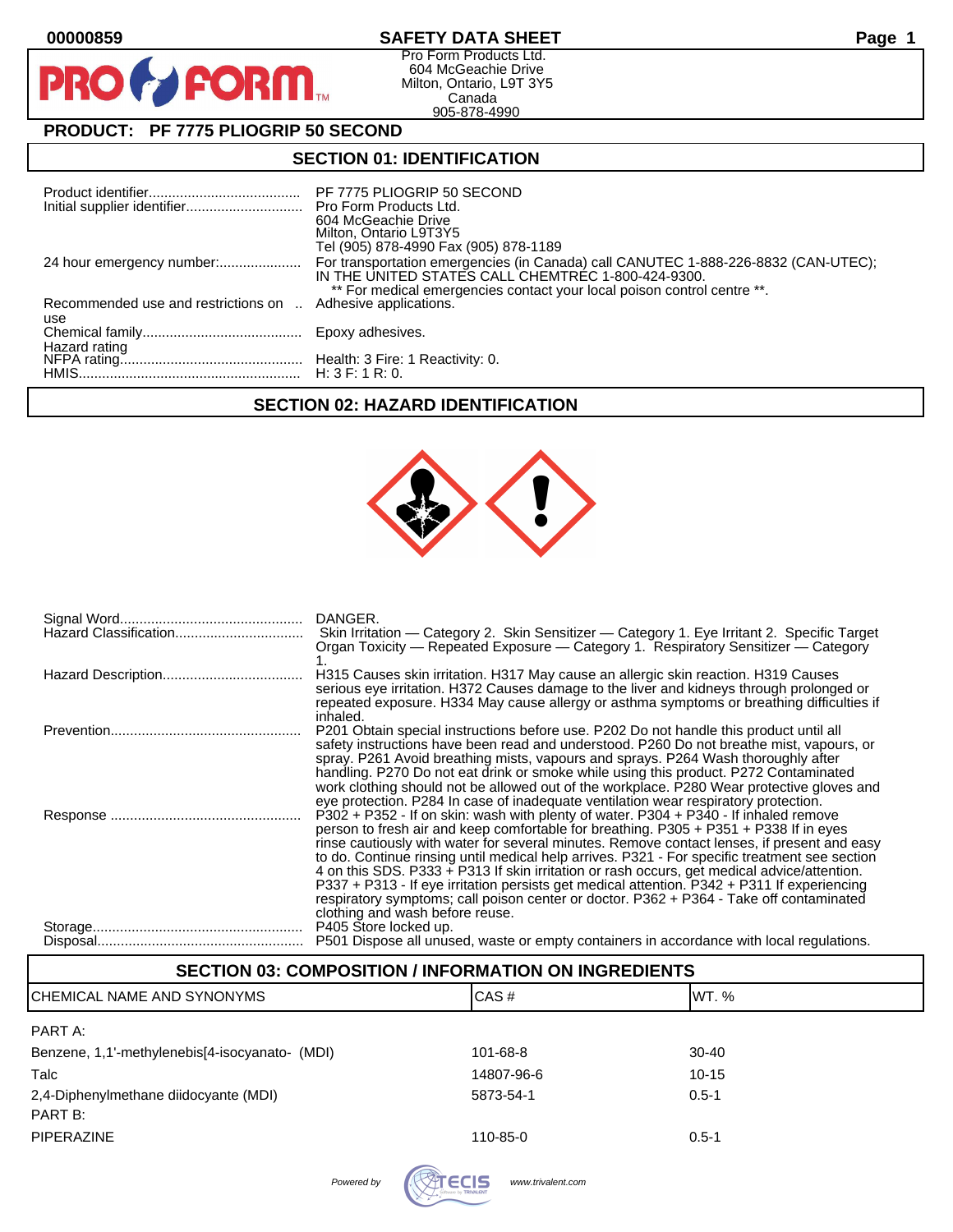00000859

# SAFETY DATA SHEET

Pro Form Products Ltd.
604 McGeachie Drive
Milton, Ontario, L9T 3Y5
Canada
905-878-4990

## PRODUCT: PF 7775 PLIOGRIP 50 SECOND

## SECTION 01: IDENTIFICATION

| | |
|---|---|
| Product identifier | PF 7775 PLIOGRIP 50 SECOND |
| Initial supplier identifier | Pro Form Products Ltd.<br>604 McGeachie Drive<br>Milton, Ontario L9T3Y5<br>Tel (905) 878-4990 Fax (905) 878-1189 |
| 24 hour emergency number: | For transportation emergencies (in Canada) call CANUTEC 1-888-226-8832 (CAN-UTEC); IN THE UNITED STATES CALL CHEMTREC 1-800-424-9300.<br>** For medical emergencies contact your local poison control centre **. |
| Recommended use and restrictions on use | Adhesive applications. |
| Chemical family | Epoxy adhesives. |
| Hazard rating | |
| NFPA rating | Health: 3 Fire: 1 Reactivity: 0. |
| HMIS | H: 3 F: 1 R: 0. |

## SECTION 02: HAZARD IDENTIFICATION

| | |
|---|---|
| Signal Word | DANGER. |
| Hazard Classification | Skin Irritation — Category 2. Skin Sensitizer — Category 1. Eye Irritant 2. Specific Target Organ Toxicity — Repeated Exposure — Category 1. Respiratory Sensitizer — Category 1. |
| Hazard Description | H315 Causes skin irritation. H317 May cause an allergic skin reaction. H319 Causes serious eye irritation. H372 Causes damage to the liver and kidneys through prolonged or repeated exposure. H334 May cause allergy or asthma symptoms or breathing difficulties if inhaled. |
| Prevention | P201 Obtain special instructions before use. P202 Do not handle this product until all safety instructions have been read and understood. P260 Do not breathe mist, vapours, or spray. P261 Avoid breathing mists, vapours and sprays. P264 Wash thoroughly after handling. P270 Do not eat drink or smoke while using this product. P272 Contaminated work clothing should not be allowed out of the workplace. P280 Wear protective gloves and eye protection. P284 In case of inadequate ventilation wear respiratory protection. |
| Response | P302 + P352 - If on skin: wash with plenty of water. P304 + P340 - If inhaled remove person to fresh air and keep comfortable for breathing. P305 + P351 + P338 If in eyes rinse cautiously with water for several minutes. Remove contact lenses, if present and easy to do. Continue rinsing until medical help arrives. P321 - For specific treatment see section 4 on this SDS. P333 + P313 If skin irritation or rash occurs, get medical advice/attention. P337 + P313 - If eye irritation persists get medical attention. P342 + P311 If experiencing respiratory symptoms; call poison center or doctor. P362 + P364 - Take off contaminated clothing and wash before reuse. |
| Storage | P405 Store locked up. |
| Disposal | P501 Dispose all unused, waste or empty containers in accordance with local regulations. |

## SECTION 03: COMPOSITION / INFORMATION ON INGREDIENTS

| CHEMICAL NAME AND SYNONYMS | CAS # | WT. % |
|---|---|---|
| PART A: | | |
| Benzene, 1,1'-methylenebis[4-isocyanato- (MDI) | 101-68-8 | 30-40 |
| Talc | 14807-96-6 | 10-15 |
| 2,4-Diphenylmethane diidocyante (MDI) | 5873-54-1 | 0.5-1 |
| PART B: | | |
| PIPERAZINE | 110-85-0 | 0.5-1 |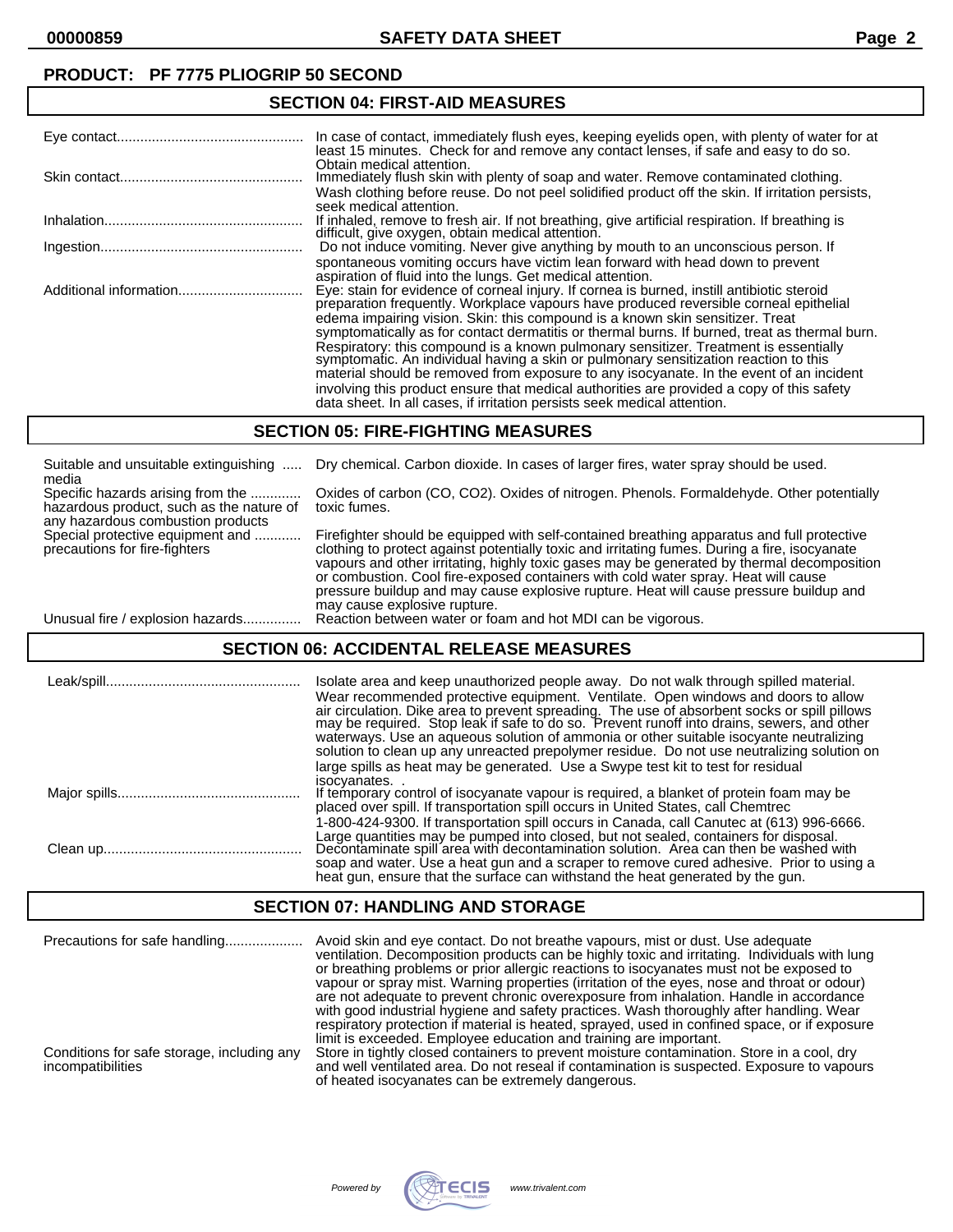**PRODUCT: PF 7775 PLIOGRIP 50 SECOND**

## SECTION 04: FIRST-AID MEASURES

| | |
|---|---|
| Eye contact | In case of contact, immediately flush eyes, keeping eyelids open, with plenty of water for at least 15 minutes. Check for and remove any contact lenses, if safe and easy to do so. Obtain medical attention. |
| Skin contact | Immediately flush skin with plenty of soap and water. Remove contaminated clothing. Wash clothing before reuse. Do not peel solidified product off the skin. If irritation persists, seek medical attention. |
| Inhalation | If inhaled, remove to fresh air. If not breathing, give artificial respiration. If breathing is difficult, give oxygen, obtain medical attention. |
| Ingestion | Do not induce vomiting. Never give anything by mouth to an unconscious person. If spontaneous vomiting occurs have victim lean forward with head down to prevent aspiration of fluid into the lungs. Get medical attention. |
| Additional information | Eye: stain for evidence of corneal injury. If cornea is burned, instill antibiotic steroid preparation frequently. Workplace vapours have produced reversible corneal epithelial edema impairing vision. Skin: this compound is a known skin sensitizer. Treat symptomatically as for contact dermatitis or thermal burns. If burned, treat as thermal burn. Respiratory: this compound is a known pulmonary sensitizer. Treatment is essentially symptomatic. An individual having a skin or pulmonary sensitization reaction to this material should be removed from exposure to any isocyanate. In the event of an incident involving this product ensure that medical authorities are provided a copy of this safety data sheet. In all cases, if irritation persists seek medical attention. |

## SECTION 05: FIRE-FIGHTING MEASURES

| | |
|---|---|
| Suitable and unsuitable extinguishing media | Dry chemical. Carbon dioxide. In cases of larger fires, water spray should be used. |
| Specific hazards arising from the hazardous product, such as the nature of any hazardous combustion products | Oxides of carbon (CO, $CO_2$). Oxides of nitrogen. Phenols. Formaldehyde. Other potentially toxic fumes. |
| Special protective equipment and precautions for fire-fighters | Firefighter should be equipped with self-contained breathing apparatus and full protective clothing to protect against potentially toxic and irritating fumes. During a fire, isocyanate vapours and other irritating, highly toxic gases may be generated by thermal decomposition or combustion. Cool fire-exposed containers with cold water spray. Heat will cause pressure buildup and may cause explosive rupture. Heat will cause pressure buildup and may cause explosive rupture. |
| Unusual fire / explosion hazards | Reaction between water or foam and hot MDI can be vigorous. |

## SECTION 06: ACCIDENTAL RELEASE MEASURES

| | |
|---|---|
| Leak/spill | Isolate area and keep unauthorized people away. Do not walk through spilled material. Wear recommended protective equipment. Ventilate. Open windows and doors to allow air circulation. Dike area to prevent spreading. The use of absorbent socks or spill pillows may be required. Stop leak if safe to do so. Prevent runoff into drains, sewers, and other waterways. Use an aqueous solution of ammonia or other suitable isocyante neutralizing solution to clean up any unreacted prepolymer residue. Do not use neutralizing solution on large spills as heat may be generated. Use a Swype test kit to test for residual isocyanates. . |
| Major spills | If temporary control of isocyanate vapour is required, a blanket of protein foam may be placed over spill. If transportation spill occurs in United States, call Chemtrec 1-800-424-9300. If transportation spill occurs in Canada, call Canutec at (613) 996-6666. Large quantities may be pumped into closed, but not sealed, containers for disposal. |
| Clean up | Decontaminate spill area with decontamination solution. Area can then be washed with soap and water. Use a heat gun and a scraper to remove cured adhesive. Prior to using a heat gun, ensure that the surface can withstand the heat generated by the gun. |

## SECTION 07: HANDLING AND STORAGE

| | |
|---|---|
| Precautions for safe handling | Avoid skin and eye contact. Do not breathe vapours, mist or dust. Use adequate ventilation. Decomposition products can be highly toxic and irritating. Individuals with lung or breathing problems or prior allergic reactions to isocyanates must not be exposed to vapour or spray mist. Warning properties (irritation of the eyes, nose and throat or odour) are not adequate to prevent chronic overexposure from inhalation. Handle in accordance with good industrial hygiene and safety practices. Wash thoroughly after handling. Wear respiratory protection if material is heated, sprayed, used in confined space, or if exposure limit is exceeded. Employee education and training are important. |
| Conditions for safe storage, including any incompatibilities | Store in tightly closed containers to prevent moisture contamination. Store in a cool, dry and well ventilated area. Do not reseal if contamination is suspected. Exposure to vapours of heated isocyanates can be extremely dangerous. |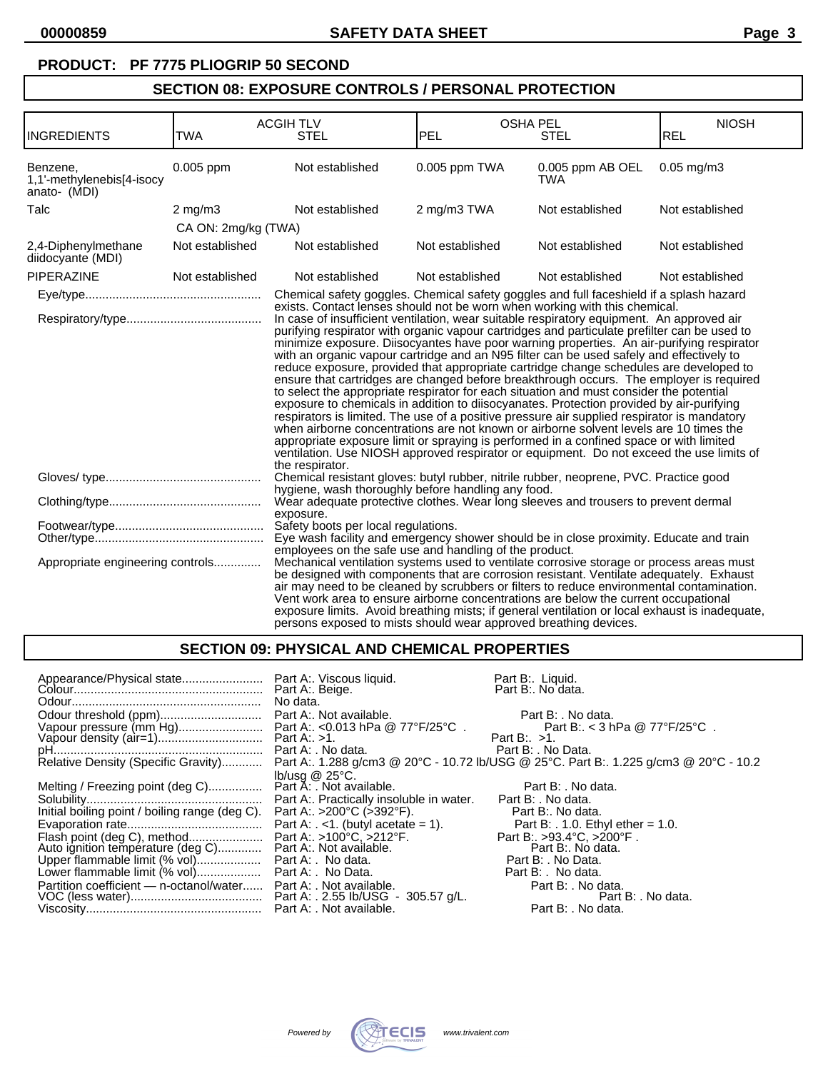**PRODUCT: PF 7775 PLIOGRIP 50 SECOND**

## SECTION 08: EXPOSURE CONTROLS / PERSONAL PROTECTION

| INGREDIENTS | ACGIH TLV TWA | ACGIH TLV STEL | OSHA PEL PEL | OSHA PEL STEL | NIOSH REL |
|---|---|---|---|---|---|
| Benzene, 1,1'-methylenebis[4-isocy anato- (MDI) | 0.005 ppm | Not established | 0.005 ppm TWA | 0.005 ppm AB OEL TWA | 0.05 mg/m3 |
| Talc | 2 mg/m3<br>CA ON: 2mg/kg (TWA) | Not established | 2 mg/m3 TWA | Not established | Not established |
| 2,4-Diphenylmethane diidocyante (MDI) | Not established | Not established | Not established | Not established | Not established |
| PIPERAZINE | Not established | Not established | Not established | Not established | Not established |

Eye/type.................................................... Chemical safety goggles. Chemical safety goggles and full faceshield if a splash hazard exists. Contact lenses should not be worn when working with this chemical.

Respiratory/type........................................ In case of insufficient ventilation, wear suitable respiratory equipment. An approved air purifying respirator with organic vapour cartridges and particulate prefilter can be used to minimize exposure. Diisocyantes have poor warning properties. An air-purifying respirator with an organic vapour cartridge and an N95 filter can be used safely and effectively to reduce exposure, provided that appropriate cartridge change schedules are developed to ensure that cartridges are changed before breakthrough occurs. The employer is required to select the appropriate respirator for each situation and must consider the potential exposure to chemicals in addition to diisocyanates. Protection provided by air-purifying respirators is limited. The use of a positive pressure air supplied respirator is mandatory when airborne concentrations are not known or airborne solvent levels are 10 times the appropriate exposure limit or spraying is performed in a confined space or with limited ventilation. Use NIOSH approved respirator or equipment. Do not exceed the use limits of the respirator.

Gloves/ type............................................. Chemical resistant gloves: butyl rubber, nitrile rubber, neoprene, PVC. Practice good hygiene, wash thoroughly before handling any food.

Clothing/type............................................. Wear adequate protective clothes. Wear long sleeves and trousers to prevent dermal exposure.

Footwear/type............................................ Safety boots per local regulations.

Other/type.................................................. Eye wash facility and emergency shower should be in close proximity. Educate and train employees on the safe use and handling of the product.

Appropriate engineering controls.............. Mechanical ventilation systems used to ventilate corrosive storage or process areas must be designed with components that are corrosion resistant. Ventilate adequately. Exhaust air may need to be cleaned by scrubbers or filters to reduce environmental contamination. Vent work area to ensure airborne concentrations are below the current occupational exposure limits. Avoid breathing mists; if general ventilation or local exhaust is inadequate, persons exposed to mists should wear approved breathing devices.

## SECTION 09: PHYSICAL AND CHEMICAL PROPERTIES

| Property | Part A | Part B |
|---|---|---|
| Appearance/Physical state | Part A:. Viscous liquid. | Part B:. Liquid. |
| Colour | Part A:. Beige. | Part B:. No data. |
| Odour | No data. | |
| Odour threshold (ppm) | Part A:. Not available. | Part B: . No data. |
| Vapour pressure (mm Hg) | Part A:. <0.013 hPa @ 77°F/25°C . | Part B:. < 3 hPa @ 77°F/25°C . |
| Vapour density (air=1) | Part A:. >1. | Part B:. >1. |
| pH | Part A: . No data. | Part B: . No Data. |
| Relative Density (Specific Gravity) | Part A:. 1.288 g/cm3 @ 20°C - 10.72 lb/USG @ 25°C. | Part B:. 1.225 g/cm3 @ 20°C - 10.2 lb/usg @ 25°C. |
| Melting / Freezing point (deg C) | Part A: . Not available. | Part B: . No data. |
| Solubility | Part A:. Practically insoluble in water. | Part B: . No data. |
| Initial boiling point / boiling range (deg C). | Part A:. >200°C (>392°F). | Part B:. No data. |
| Evaporation rate | Part A: . <1. (butyl acetate = 1). | Part B: . 1.0. Ethyl ether = 1.0. |
| Flash point (deg C), method | Part A:. >100°C, >212°F. | Part B:. >93.4°C, >200°F . |
| Auto ignition temperature (deg C) | Part A:. Not available. | Part B:. No data. |
| Upper flammable limit (% vol) | Part A: . No data. | Part B: . No Data. |
| Lower flammable limit (% vol) | Part A: . No Data. | Part B: . No data. |
| Partition coefficient — n-octanol/water | Part A: . Not available. | Part B: . No data. |
| VOC (less water) | Part A: . 2.55 lb/USG - 305.57 g/L. | Part B: . No data. |
| Viscosity | Part A: . Not available. | Part B: . No data. |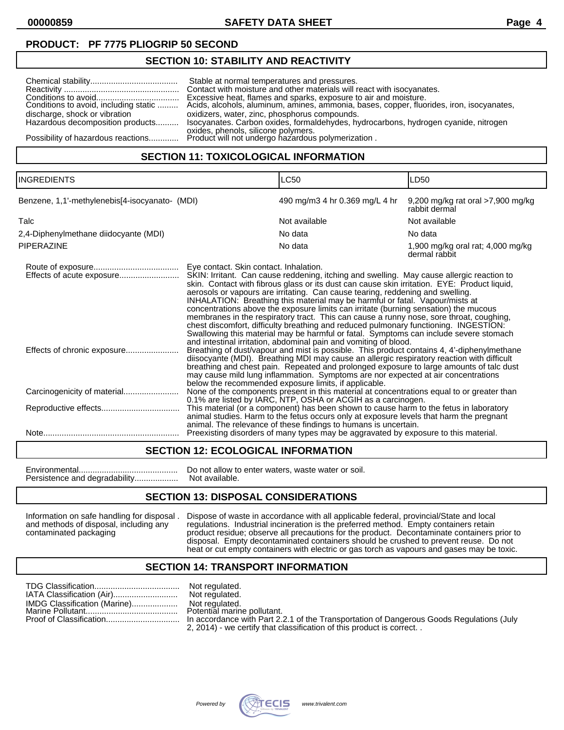**PRODUCT: PF 7775 PLIOGRIP 50 SECOND**

## SECTION 10: STABILITY AND REACTIVITY

Chemical stability...................................... Stable at normal temperatures and pressures.
Reactivity .................................................. Contact with moisture and other materials will react with isocyanates.
Conditions to avoid.................................... Excessive heat, flames and sparks, exposure to air and moisture.
Conditions to avoid, including static discharge, shock or vibration ......... Acids, alcohols, aluminum, amines, ammonia, bases, copper, fluorides, iron, isocyanates, oxidizers, water, zinc, phosphorus compounds.
Hazardous decomposition products.......... Isocyanates. Carbon oxides, formaldehydes, hydrocarbons, hydrogen cyanide, nitrogen oxides, phenols, silicone polymers.
Possibility of hazardous reactions............. Product will not undergo hazardous polymerization .

## SECTION 11: TOXICOLOGICAL INFORMATION

| INGREDIENTS | LC50 | LD50 |
|---|---|---|
| Benzene, 1,1'-methylenebis[4-isocyanato- (MDI) | 490 mg/m3 4 hr 0.369 mg/L 4 hr | 9,200 mg/kg rat oral >7,900 mg/kg rabbit dermal |
| Talc | Not available | Not available |
| 2,4-Diphenylmethane diidocyante (MDI) | No data | No data |
| PIPERAZINE | No data | 1,900 mg/kg oral rat; 4,000 mg/kg dermal rabbit |

Route of exposure.................................... Eye contact. Skin contact. Inhalation.
Effects of acute exposure.......................... SKIN: Irritant. Can cause reddening, itching and swelling. May cause allergic reaction to skin. Contact with fibrous glass or its dust can cause skin irritation. EYE: Product liquid, aerosols or vapours are irritating. Can cause tearing, reddening and swelling. INHALATION: Breathing this material may be harmful or fatal. Vapour/mists at concentrations above the exposure limits can irritate (burning sensation) the mucous membranes in the respiratory tract. This can cause a runny nose, sore throat, coughing, chest discomfort, difficulty breathing and reduced pulmonary functioning. INGESTION: Swallowing this material may be harmful or fatal. Symptoms can include severe stomach and intestinal irritation, abdominal pain and vomiting of blood.
Effects of chronic exposure....................... Breathing of dust/vapour and mist is possible. This product contains 4, 4'-diphenylmethane diisocyante (MDI). Breathing MDI may cause an allergic respiratory reaction with difficult breathing and chest pain. Repeated and prolonged exposure to large amounts of talc dust may cause mild lung inflammation. Symptoms are nor expected at air concentrations below the recommended exposure limits, if applicable.
Carcinogenicity of material........................ None of the components present in this material at concentrations equal to or greater than 0.1% are listed by IARC, NTP, OSHA or ACGIH as a carcinogen.
Reproductive effects................................. This material (or a component) has been shown to cause harm to the fetus in laboratory animal studies. Harm to the fetus occurs only at exposure levels that harm the pregnant animal. The relevance of these findings to humans is uncertain.
Note........................................................... Preexisting disorders of many types may be aggravated by exposure to this material.

## SECTION 12: ECOLOGICAL INFORMATION

Environmental........................................... Do not allow to enter waters, waste water or soil.
Persistence and degradability................... Not available.

## SECTION 13: DISPOSAL CONSIDERATIONS

Information on safe handling for disposal . and methods of disposal, including any contaminated packaging — Dispose of waste in accordance with all applicable federal, provincial/State and local regulations. Industrial incineration is the preferred method. Empty containers retain product residue; observe all precautions for the product. Decontaminate containers prior to disposal. Empty decontaminated containers should be crushed to prevent reuse. Do not heat or cut empty containers with electric or gas torch as vapours and gases may be toxic.

## SECTION 14: TRANSPORT INFORMATION

TDG Classification..................................... Not regulated.
IATA Classification (Air)............................ Not regulated.
IMDG Classification (Marine).................... Not regulated.
Marine Pollutant........................................ Potential marine pollutant.
Proof of Classification................................ In accordance with Part 2.2.1 of the Transportation of Dangerous Goods Regulations (July 2, 2014) - we certify that classification of this product is correct. .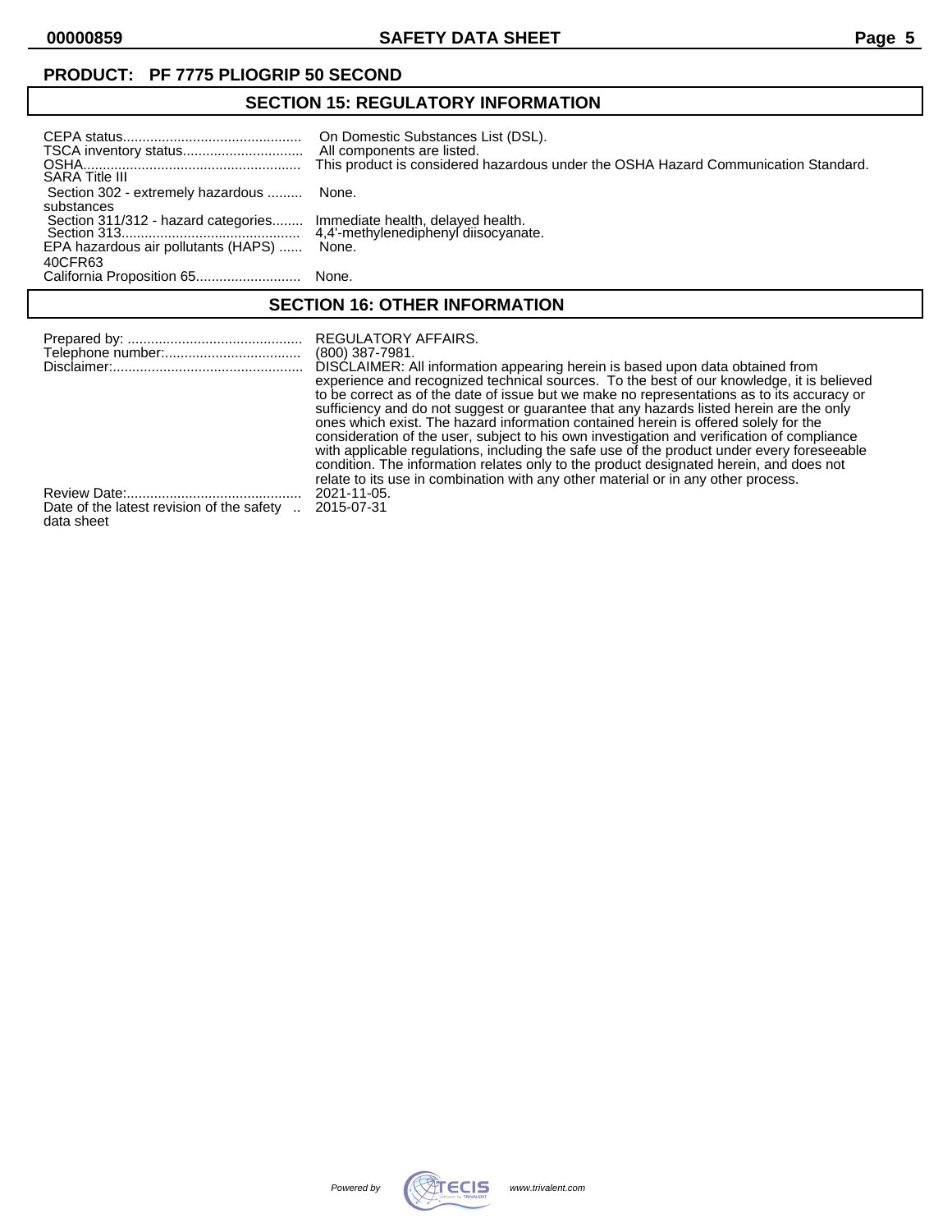**PRODUCT: PF 7775 PLIOGRIP 50 SECOND**

## SECTION 15: REGULATORY INFORMATION

| | |
|---|---|
| CEPA status | On Domestic Substances List (DSL). |
| TSCA inventory status | All components are listed. |
| OSHA | This product is considered hazardous under the OSHA Hazard Communication Standard. |
| SARA Title III | |
| Section 302 - extremely hazardous substances | None. |
| Section 311/312 - hazard categories | Immediate health, delayed health. |
| Section 313 | 4,4'-methylenediphenyl diisocyanate. |
| EPA hazardous air pollutants (HAPS) 40CFR63 | None. |
| California Proposition 65 | None. |

## SECTION 16: OTHER INFORMATION

| | |
|---|---|
| Prepared by: | REGULATORY AFFAIRS. |
| Telephone number: | (800) 387-7981. |
| Disclaimer: | DISCLAIMER: All information appearing herein is based upon data obtained from experience and recognized technical sources. To the best of our knowledge, it is believed to be correct as of the date of issue but we make no representations as to its accuracy or sufficiency and do not suggest or guarantee that any hazards listed herein are the only ones which exist. The hazard information contained herein is offered solely for the consideration of the user, subject to his own investigation and verification of compliance with applicable regulations, including the safe use of the product under every foreseeable condition. The information relates only to the product designated herein, and does not relate to its use in combination with any other material or in any other process. |
| Review Date: | 2021-11-05. |
| Date of the latest revision of the safety data sheet | 2015-07-31 |